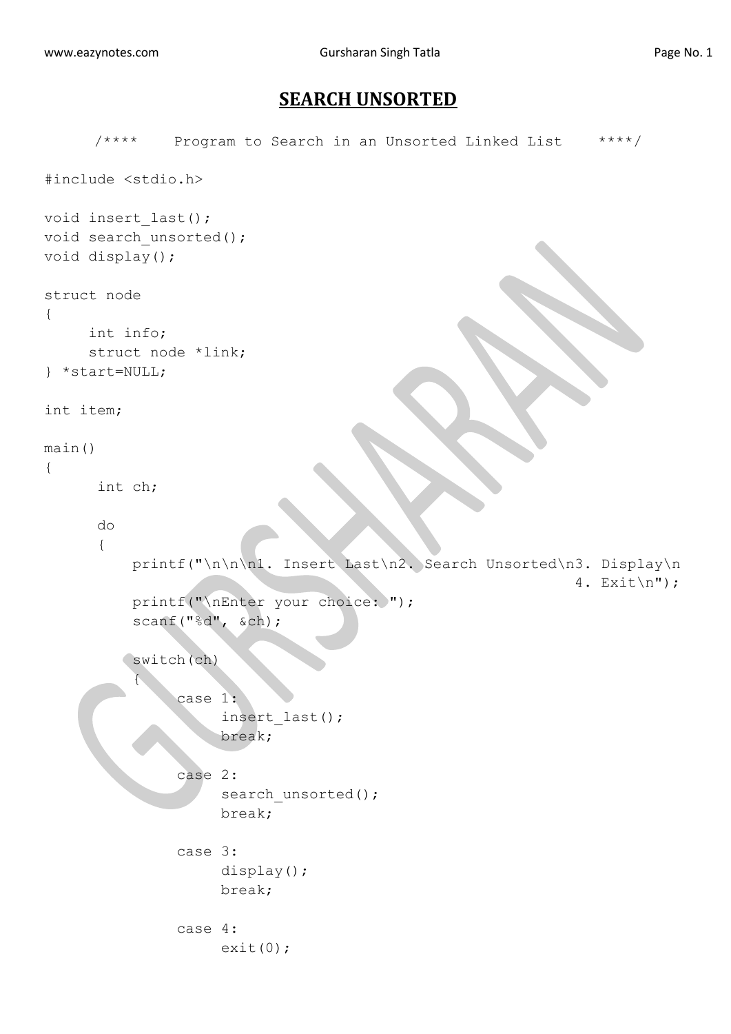# SEARCH UNSORTED

```
      /****    Program to Search in an Unsorted Linked List    ****/

#include <stdio.h>

void insert_last();
void search_unsorted();
void display();

struct node
{
     int info;
     struct node *link;
} *start=NULL;

int item;

main()
{
      int ch;

      do
      {
          printf("\n\n\n1. Insert Last\n2. Search Unsorted\n3. Display\n
                                                            4. Exit\n");
          printf("\nEnter your choice: ");
          scanf("%d", &ch);

          switch(ch)
          {
               case 1:
                    insert_last();
                    break;

               case 2:
                    search_unsorted();
                    break;

               case 3:
                    display();
                    break;

               case 4:
                    exit(0);
```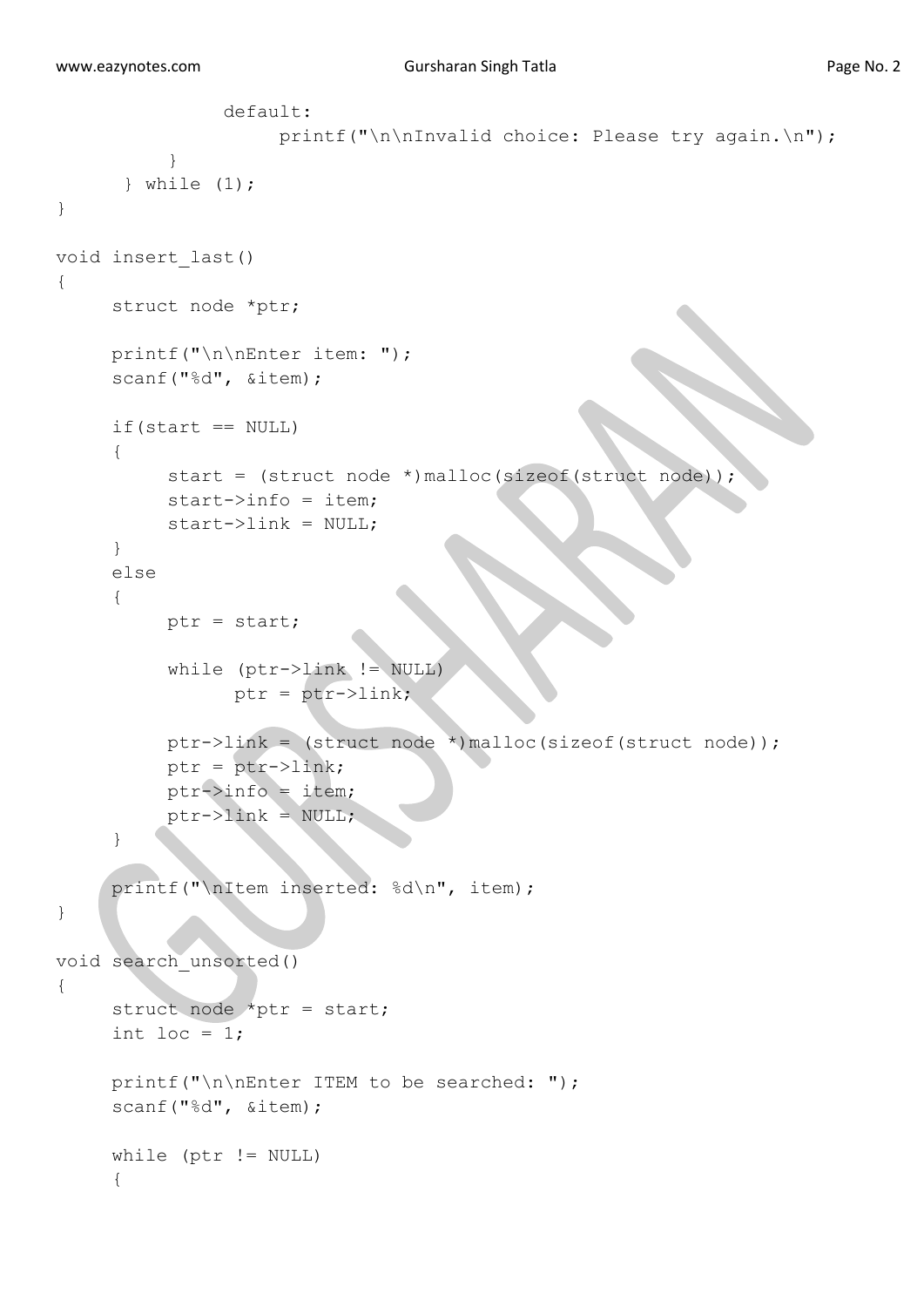```
            default:
                printf("\n\nInvalid choice: Please try again.\n");
        }
    } while (1);
}

void insert_last()
{
    struct node *ptr;

    printf("\n\nEnter item: ");
    scanf("%d", &item);

    if(start == NULL)
    {
        start = (struct node *)malloc(sizeof(struct node));
        start->info = item;
        start->link = NULL;
    }
    else
    {
        ptr = start;

        while (ptr->link != NULL)
            ptr = ptr->link;

        ptr->link = (struct node *)malloc(sizeof(struct node));
        ptr = ptr->link;
        ptr->info = item;
        ptr->link = NULL;
    }

    printf("\nItem inserted: %d\n", item);
}

void search_unsorted()
{
    struct node *ptr = start;
    int loc = 1;

    printf("\n\nEnter ITEM to be searched: ");
    scanf("%d", &item);

    while (ptr != NULL)
    {
```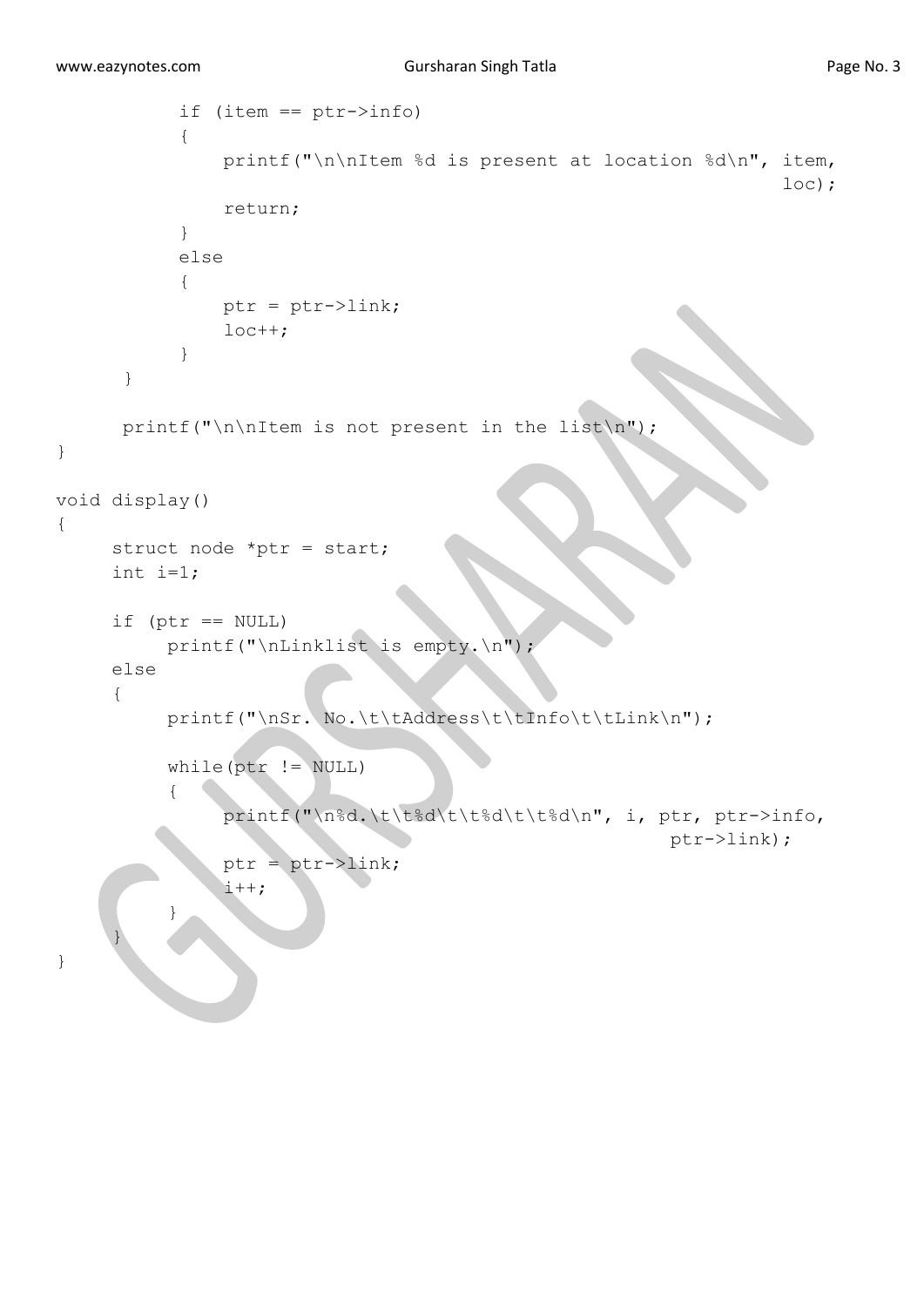```
            if (item == ptr->info)
            {
                printf("\n\nItem %d is present at location %d\n", item,
                                                                    loc);
                return;
            }
            else
            {
                ptr = ptr->link;
                loc++;
            }
       }

       printf("\n\nItem is not present in the list\n");
}

void display()
{
     struct node *ptr = start;
     int i=1;

     if (ptr == NULL)
          printf("\nLinklist is empty.\n");
     else
     {
          printf("\nSr. No.\t\tAddress\t\tInfo\t\tLink\n");

          while(ptr != NULL)
          {
               printf("\n%d.\t\t%d\t\t%d\t\t%d\n", i, ptr, ptr->info,
                                                           ptr->link);
               ptr = ptr->link;
               i++;
          }
     }
}
```